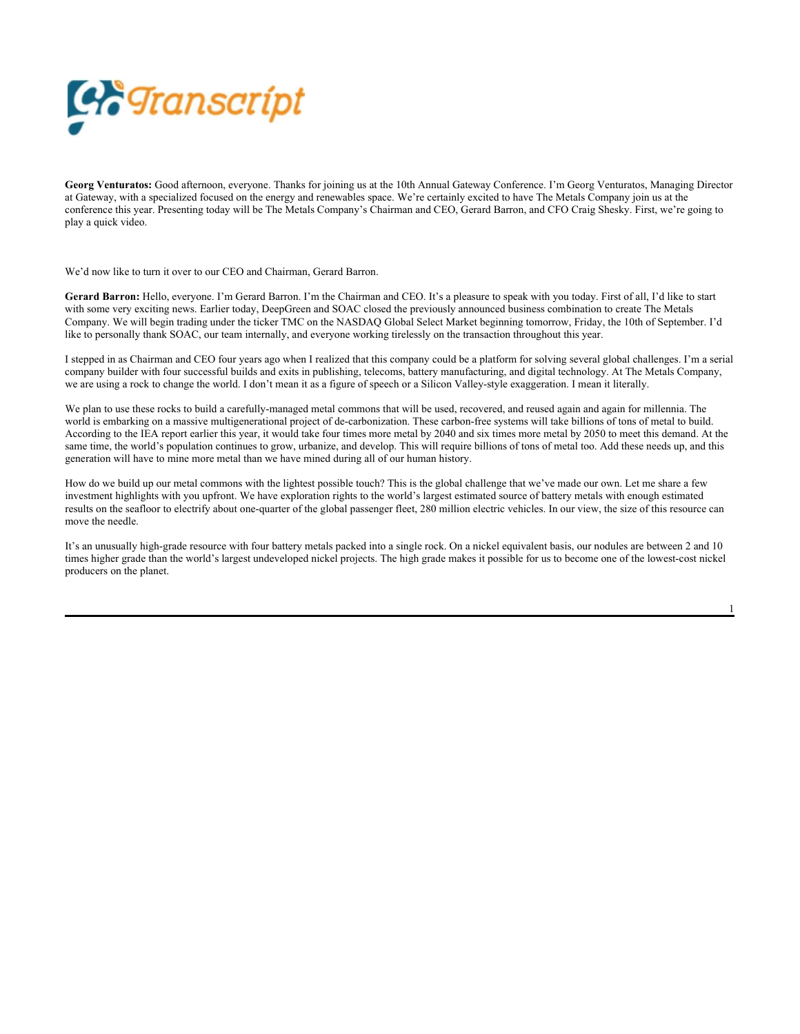**Georg Venturatos:** Good afternoon, everyone. Thanks for joining us at the 10th Annual Gateway Conference. I'm Georg Venturatos, Managing Director at Gateway, with a specialized focused on the energy and renewables space. We're certainly excited to have The Metals Company join us at the conference this year. Presenting today will be The Metals Company's Chairman and CEO, Gerard Barron, and CFO Craig Shesky. First, we're going to play a quick video.

We'd now like to turn it over to our CEO and Chairman, Gerard Barron.

**Gerard Barron:** Hello, everyone. I'm Gerard Barron. I'm the Chairman and CEO. It's a pleasure to speak with you today. First of all, I'd like to start with some very exciting news. Earlier today, DeepGreen and SOAC closed the previously announced business combination to create The Metals Company. We will begin trading under the ticker TMC on the NASDAQ Global Select Market beginning tomorrow, Friday, the 10th of September. I'd like to personally thank SOAC, our team internally, and everyone working tirelessly on the transaction throughout this year.

I stepped in as Chairman and CEO four years ago when I realized that this company could be a platform for solving several global challenges. I'm a serial company builder with four successful builds and exits in publishing, telecoms, battery manufacturing, and digital technology. At The Metals Company, we are using a rock to change the world. I don't mean it as a figure of speech or a Silicon Valley-style exaggeration. I mean it literally.

We plan to use these rocks to build a carefully-managed metal commons that will be used, recovered, and reused again and again for millennia. The world is embarking on a massive multigenerational project of de-carbonization. These carbon-free systems will take billions of tons of metal to build. According to the IEA report earlier this year, it would take four times more metal by 2040 and six times more metal by 2050 to meet this demand. At the same time, the world's population continues to grow, urbanize, and develop. This will require billions of tons of metal too. Add these needs up, and this generation will have to mine more metal than we have mined during all of our human history.

How do we build up our metal commons with the lightest possible touch? This is the global challenge that we've made our own. Let me share a few investment highlights with you upfront. We have exploration rights to the world's largest estimated source of battery metals with enough estimated results on the seafloor to electrify about one-quarter of the global passenger fleet, 280 million electric vehicles. In our view, the size of this resource can move the needle.

It's an unusually high-grade resource with four battery metals packed into a single rock. On a nickel equivalent basis, our nodules are between 2 and 10 times higher grade than the world's largest undeveloped nickel projects. The high grade makes it possible for us to become one of the lowest-cost nickel producers on the planet.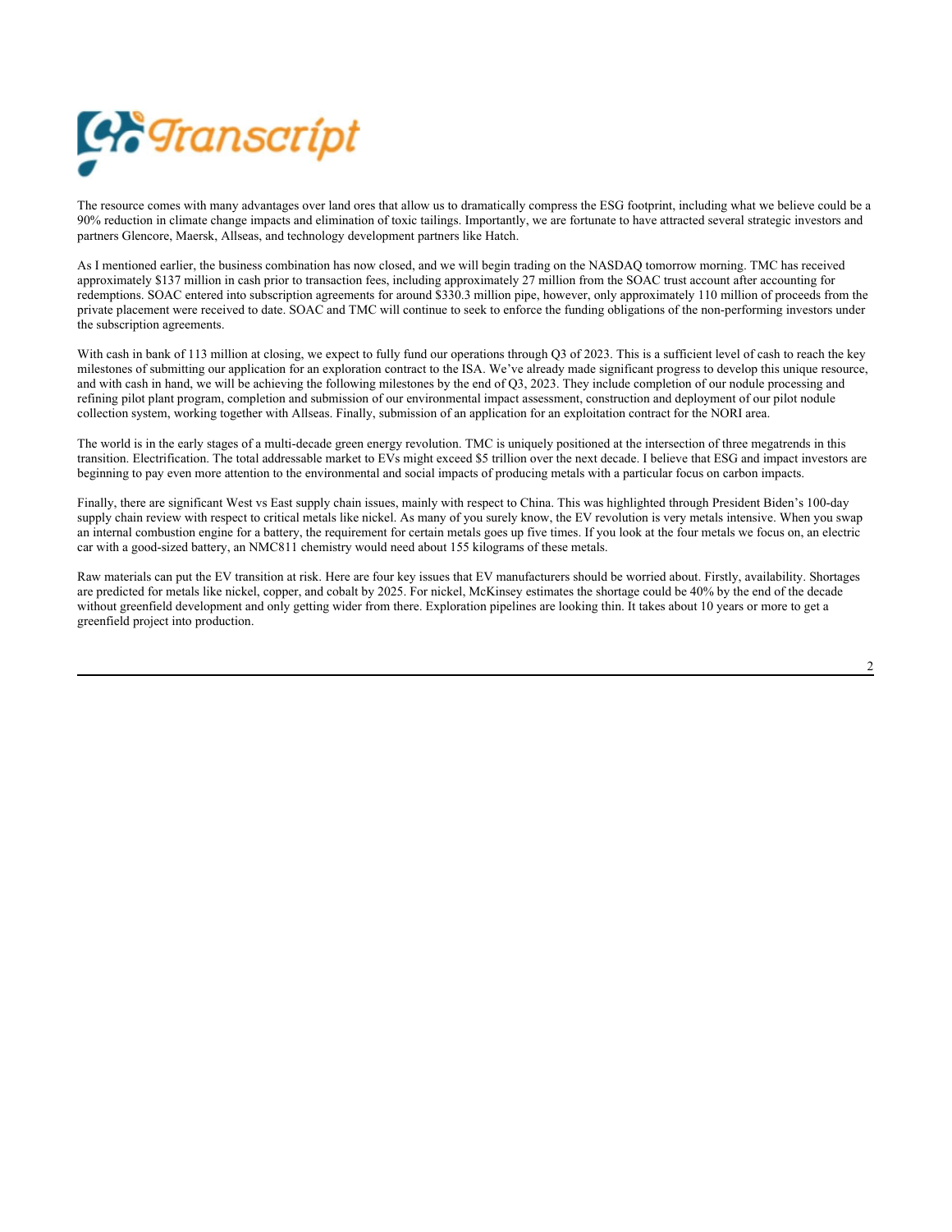The resource comes with many advantages over land ores that allow us to dramatically compress the ESG footprint, including what we believe could be a 90% reduction in climate change impacts and elimination of toxic tailings. Importantly, we are fortunate to have attracted several strategic investors and partners Glencore, Maersk, Allseas, and technology development partners like Hatch.

As I mentioned earlier, the business combination has now closed, and we will begin trading on the NASDAQ tomorrow morning. TMC has received approximately $137 million in cash prior to transaction fees, including approximately 27 million from the SOAC trust account after accounting for redemptions. SOAC entered into subscription agreements for around $330.3 million pipe, however, only approximately 110 million of proceeds from the private placement were received to date. SOAC and TMC will continue to seek to enforce the funding obligations of the non-performing investors under the subscription agreements.

With cash in bank of 113 million at closing, we expect to fully fund our operations through Q3 of 2023. This is a sufficient level of cash to reach the key milestones of submitting our application for an exploration contract to the ISA. We've already made significant progress to develop this unique resource, and with cash in hand, we will be achieving the following milestones by the end of Q3, 2023. They include completion of our nodule processing and refining pilot plant program, completion and submission of our environmental impact assessment, construction and deployment of our pilot nodule collection system, working together with Allseas. Finally, submission of an application for an exploitation contract for the NORI area.

The world is in the early stages of a multi-decade green energy revolution. TMC is uniquely positioned at the intersection of three megatrends in this transition. Electrification. The total addressable market to EVs might exceed $5 trillion over the next decade. I believe that ESG and impact investors are beginning to pay even more attention to the environmental and social impacts of producing metals with a particular focus on carbon impacts.

Finally, there are significant West vs East supply chain issues, mainly with respect to China. This was highlighted through President Biden's 100-day supply chain review with respect to critical metals like nickel. As many of you surely know, the EV revolution is very metals intensive. When you swap an internal combustion engine for a battery, the requirement for certain metals goes up five times. If you look at the four metals we focus on, an electric car with a good-sized battery, an NMC811 chemistry would need about 155 kilograms of these metals.

Raw materials can put the EV transition at risk. Here are four key issues that EV manufacturers should be worried about. Firstly, availability. Shortages are predicted for metals like nickel, copper, and cobalt by 2025. For nickel, McKinsey estimates the shortage could be 40% by the end of the decade without greenfield development and only getting wider from there. Exploration pipelines are looking thin. It takes about 10 years or more to get a greenfield project into production.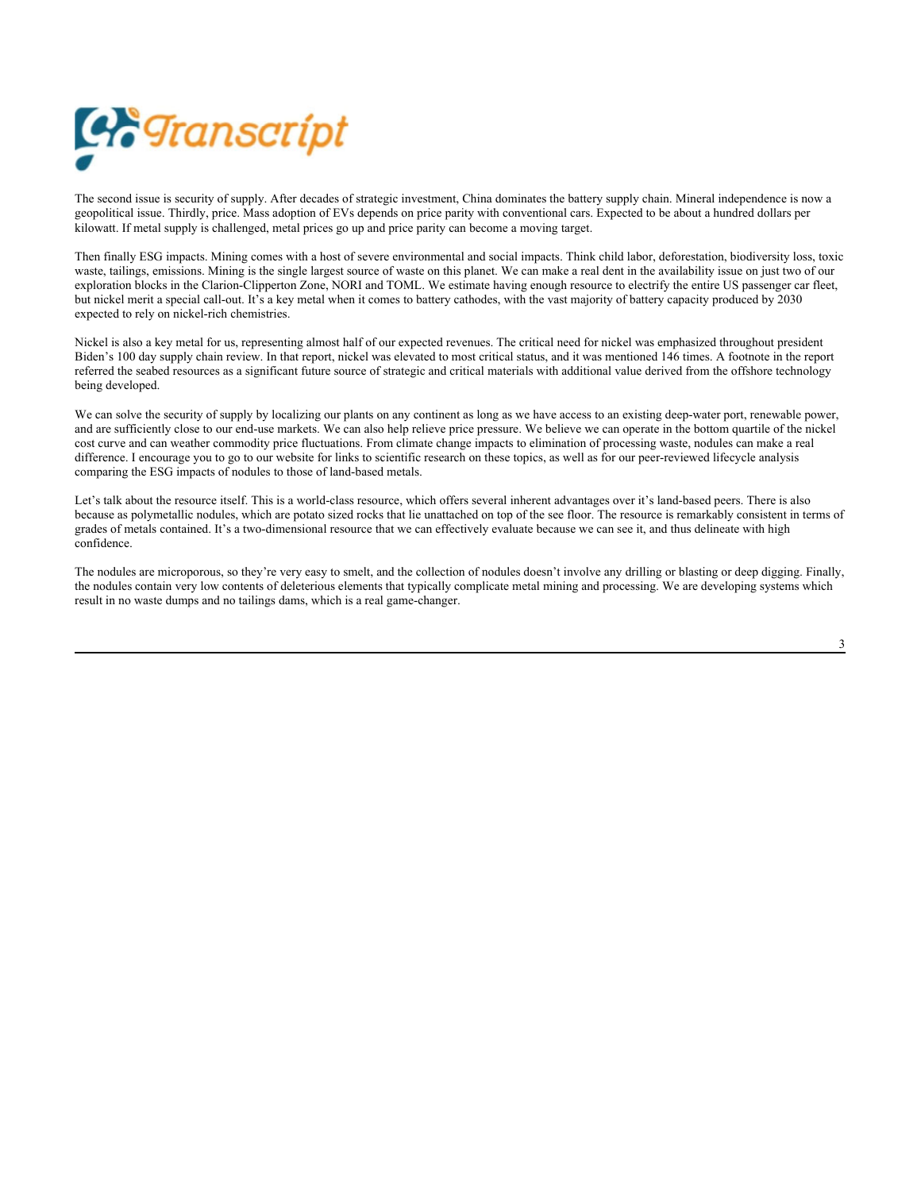The second issue is security of supply. After decades of strategic investment, China dominates the battery supply chain. Mineral independence is now a geopolitical issue. Thirdly, price. Mass adoption of EVs depends on price parity with conventional cars. Expected to be about a hundred dollars per kilowatt. If metal supply is challenged, metal prices go up and price parity can become a moving target.

Then finally ESG impacts. Mining comes with a host of severe environmental and social impacts. Think child labor, deforestation, biodiversity loss, toxic waste, tailings, emissions. Mining is the single largest source of waste on this planet. We can make a real dent in the availability issue on just two of our exploration blocks in the Clarion-Clipperton Zone, NORI and TOML. We estimate having enough resource to electrify the entire US passenger car fleet, but nickel merit a special call-out. It's a key metal when it comes to battery cathodes, with the vast majority of battery capacity produced by 2030 expected to rely on nickel-rich chemistries.

Nickel is also a key metal for us, representing almost half of our expected revenues. The critical need for nickel was emphasized throughout president Biden's 100 day supply chain review. In that report, nickel was elevated to most critical status, and it was mentioned 146 times. A footnote in the report referred the seabed resources as a significant future source of strategic and critical materials with additional value derived from the offshore technology being developed.

We can solve the security of supply by localizing our plants on any continent as long as we have access to an existing deep-water port, renewable power, and are sufficiently close to our end-use markets. We can also help relieve price pressure. We believe we can operate in the bottom quartile of the nickel cost curve and can weather commodity price fluctuations. From climate change impacts to elimination of processing waste, nodules can make a real difference. I encourage you to go to our website for links to scientific research on these topics, as well as for our peer-reviewed lifecycle analysis comparing the ESG impacts of nodules to those of land-based metals.

Let's talk about the resource itself. This is a world-class resource, which offers several inherent advantages over it's land-based peers. There is also because as polymetallic nodules, which are potato sized rocks that lie unattached on top of the see floor. The resource is remarkably consistent in terms of grades of metals contained. It's a two-dimensional resource that we can effectively evaluate because we can see it, and thus delineate with high confidence.

The nodules are microporous, so they're very easy to smelt, and the collection of nodules doesn't involve any drilling or blasting or deep digging. Finally, the nodules contain very low contents of deleterious elements that typically complicate metal mining and processing. We are developing systems which result in no waste dumps and no tailings dams, which is a real game-changer.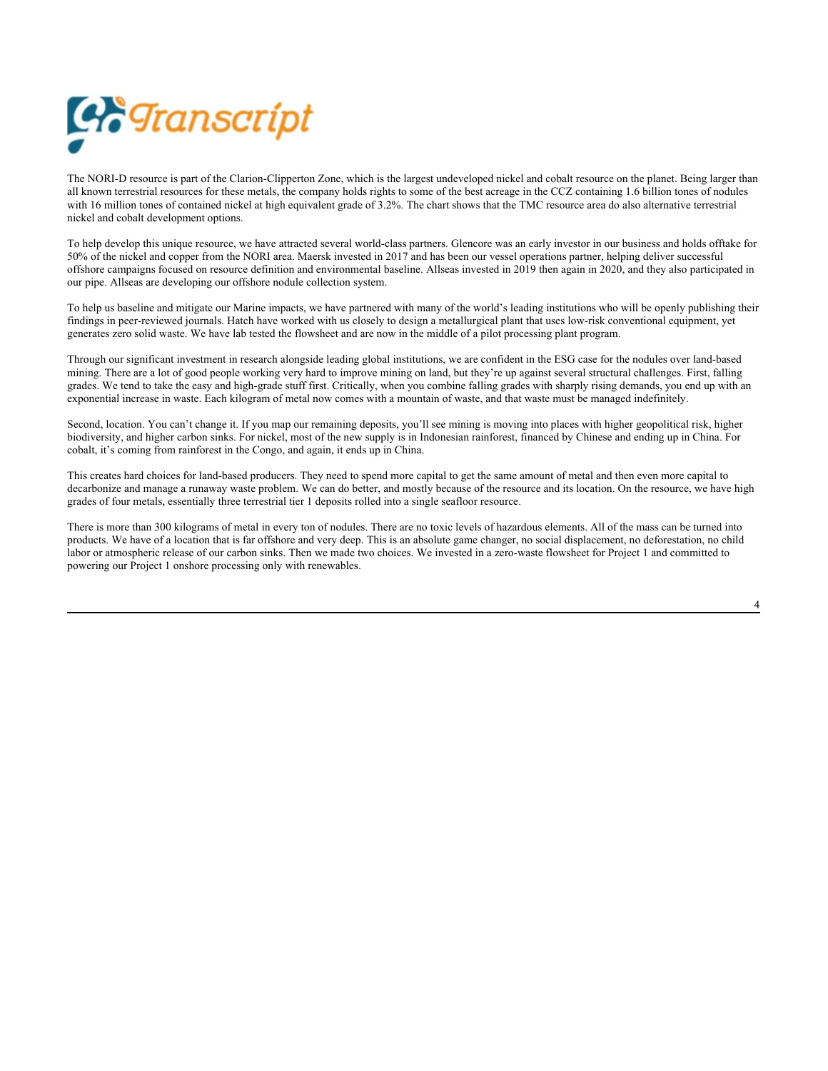The NORI-D resource is part of the Clarion-Clipperton Zone, which is the largest undeveloped nickel and cobalt resource on the planet. Being larger than all known terrestrial resources for these metals, the company holds rights to some of the best acreage in the CCZ containing 1.6 billion tones of nodules with 16 million tones of contained nickel at high equivalent grade of 3.2%. The chart shows that the TMC resource area do also alternative terrestrial nickel and cobalt development options.

To help develop this unique resource, we have attracted several world-class partners. Glencore was an early investor in our business and holds offtake for 50% of the nickel and copper from the NORI area. Maersk invested in 2017 and has been our vessel operations partner, helping deliver successful offshore campaigns focused on resource definition and environmental baseline. Allseas invested in 2019 then again in 2020, and they also participated in our pipe. Allseas are developing our offshore nodule collection system.

To help us baseline and mitigate our Marine impacts, we have partnered with many of the world's leading institutions who will be openly publishing their findings in peer-reviewed journals. Hatch have worked with us closely to design a metallurgical plant that uses low-risk conventional equipment, yet generates zero solid waste. We have lab tested the flowsheet and are now in the middle of a pilot processing plant program.

Through our significant investment in research alongside leading global institutions, we are confident in the ESG case for the nodules over land-based mining. There are a lot of good people working very hard to improve mining on land, but they're up against several structural challenges. First, falling grades. We tend to take the easy and high-grade stuff first. Critically, when you combine falling grades with sharply rising demands, you end up with an exponential increase in waste. Each kilogram of metal now comes with a mountain of waste, and that waste must be managed indefinitely.

Second, location. You can't change it. If you map our remaining deposits, you'll see mining is moving into places with higher geopolitical risk, higher biodiversity, and higher carbon sinks. For nickel, most of the new supply is in Indonesian rainforest, financed by Chinese and ending up in China. For cobalt, it's coming from rainforest in the Congo, and again, it ends up in China.

This creates hard choices for land-based producers. They need to spend more capital to get the same amount of metal and then even more capital to decarbonize and manage a runaway waste problem. We can do better, and mostly because of the resource and its location. On the resource, we have high grades of four metals, essentially three terrestrial tier 1 deposits rolled into a single seafloor resource.

There is more than 300 kilograms of metal in every ton of nodules. There are no toxic levels of hazardous elements. All of the mass can be turned into products. We have of a location that is far offshore and very deep. This is an absolute game changer, no social displacement, no deforestation, no child labor or atmospheric release of our carbon sinks. Then we made two choices. We invested in a zero-waste flowsheet for Project 1 and committed to powering our Project 1 onshore processing only with renewables.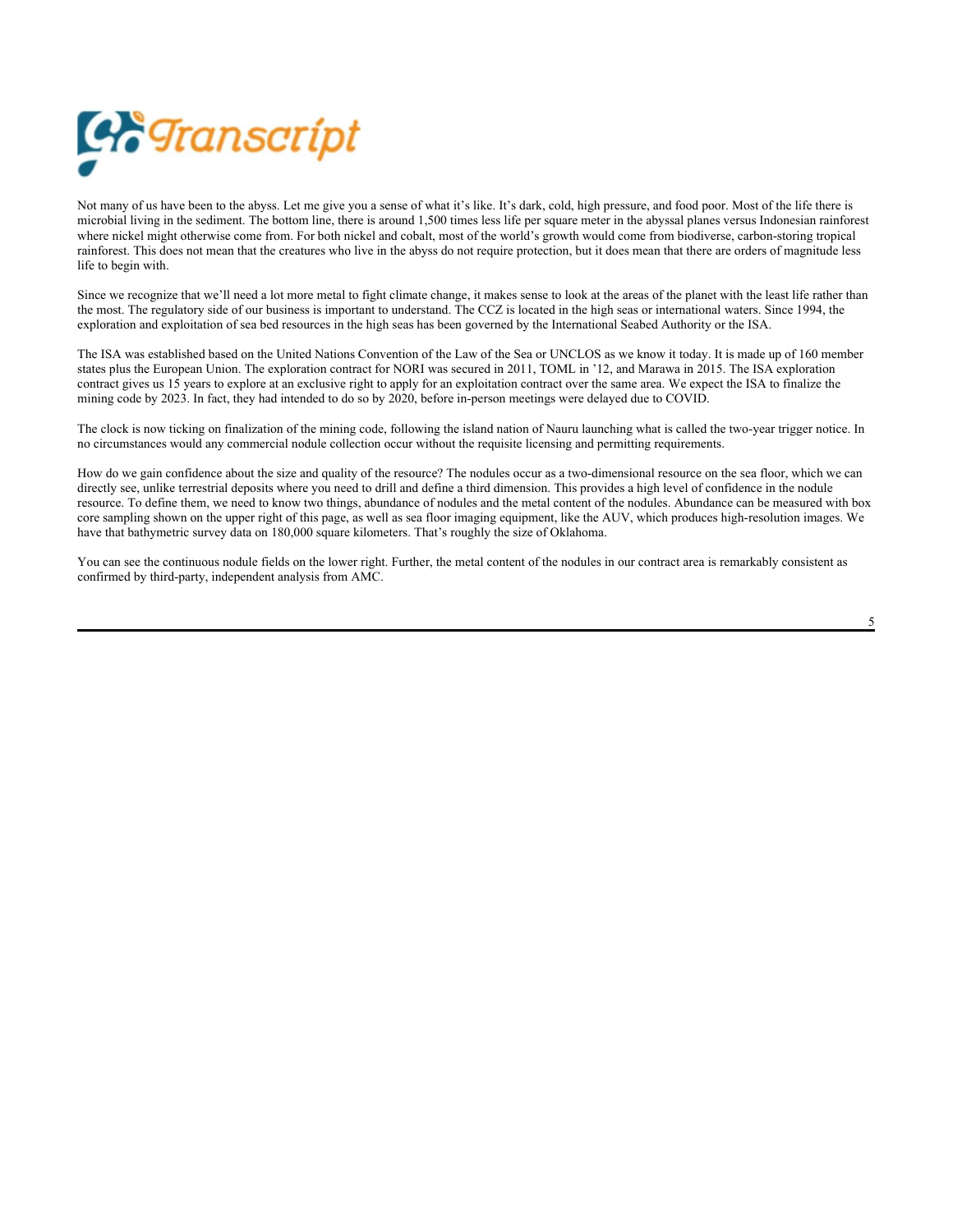Not many of us have been to the abyss. Let me give you a sense of what it's like. It's dark, cold, high pressure, and food poor. Most of the life there is microbial living in the sediment. The bottom line, there is around 1,500 times less life per square meter in the abyssal planes versus Indonesian rainforest where nickel might otherwise come from. For both nickel and cobalt, most of the world's growth would come from biodiverse, carbon-storing tropical rainforest. This does not mean that the creatures who live in the abyss do not require protection, but it does mean that there are orders of magnitude less life to begin with.

Since we recognize that we'll need a lot more metal to fight climate change, it makes sense to look at the areas of the planet with the least life rather than the most. The regulatory side of our business is important to understand. The CCZ is located in the high seas or international waters. Since 1994, the exploration and exploitation of sea bed resources in the high seas has been governed by the International Seabed Authority or the ISA.

The ISA was established based on the United Nations Convention of the Law of the Sea or UNCLOS as we know it today. It is made up of 160 member states plus the European Union. The exploration contract for NORI was secured in 2011, TOML in '12, and Marawa in 2015. The ISA exploration contract gives us 15 years to explore at an exclusive right to apply for an exploitation contract over the same area. We expect the ISA to finalize the mining code by 2023. In fact, they had intended to do so by 2020, before in-person meetings were delayed due to COVID.

The clock is now ticking on finalization of the mining code, following the island nation of Nauru launching what is called the two-year trigger notice. In no circumstances would any commercial nodule collection occur without the requisite licensing and permitting requirements.

How do we gain confidence about the size and quality of the resource? The nodules occur as a two-dimensional resource on the sea floor, which we can directly see, unlike terrestrial deposits where you need to drill and define a third dimension. This provides a high level of confidence in the nodule resource. To define them, we need to know two things, abundance of nodules and the metal content of the nodules. Abundance can be measured with box core sampling shown on the upper right of this page, as well as sea floor imaging equipment, like the AUV, which produces high-resolution images. We have that bathymetric survey data on 180,000 square kilometers. That's roughly the size of Oklahoma.

You can see the continuous nodule fields on the lower right. Further, the metal content of the nodules in our contract area is remarkably consistent as confirmed by third-party, independent analysis from AMC.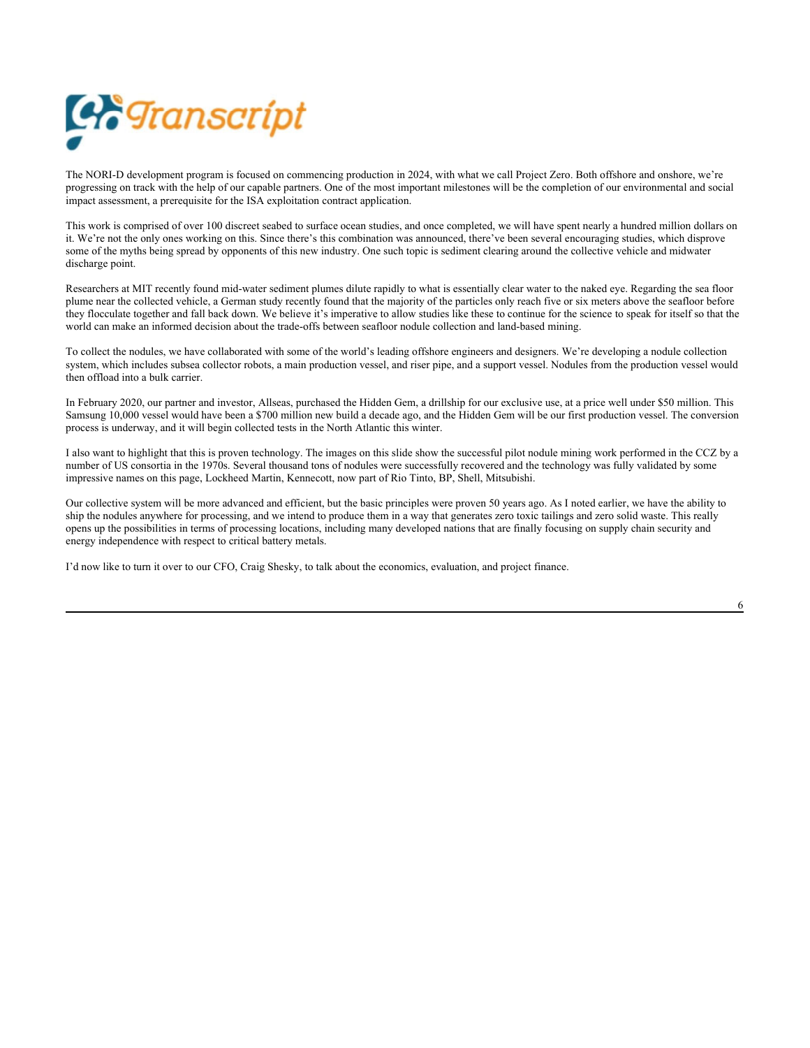The NORI-D development program is focused on commencing production in 2024, with what we call Project Zero. Both offshore and onshore, we're progressing on track with the help of our capable partners. One of the most important milestones will be the completion of our environmental and social impact assessment, a prerequisite for the ISA exploitation contract application.

This work is comprised of over 100 discreet seabed to surface ocean studies, and once completed, we will have spent nearly a hundred million dollars on it. We're not the only ones working on this. Since there's this combination was announced, there've been several encouraging studies, which disprove some of the myths being spread by opponents of this new industry. One such topic is sediment clearing around the collective vehicle and midwater discharge point.

Researchers at MIT recently found mid-water sediment plumes dilute rapidly to what is essentially clear water to the naked eye. Regarding the sea floor plume near the collected vehicle, a German study recently found that the majority of the particles only reach five or six meters above the seafloor before they flocculate together and fall back down. We believe it's imperative to allow studies like these to continue for the science to speak for itself so that the world can make an informed decision about the trade-offs between seafloor nodule collection and land-based mining.

To collect the nodules, we have collaborated with some of the world's leading offshore engineers and designers. We're developing a nodule collection system, which includes subsea collector robots, a main production vessel, and riser pipe, and a support vessel. Nodules from the production vessel would then offload into a bulk carrier.

In February 2020, our partner and investor, Allseas, purchased the Hidden Gem, a drillship for our exclusive use, at a price well under $50 million. This Samsung 10,000 vessel would have been a $700 million new build a decade ago, and the Hidden Gem will be our first production vessel. The conversion process is underway, and it will begin collected tests in the North Atlantic this winter.

I also want to highlight that this is proven technology. The images on this slide show the successful pilot nodule mining work performed in the CCZ by a number of US consortia in the 1970s. Several thousand tons of nodules were successfully recovered and the technology was fully validated by some impressive names on this page, Lockheed Martin, Kennecott, now part of Rio Tinto, BP, Shell, Mitsubishi.

Our collective system will be more advanced and efficient, but the basic principles were proven 50 years ago. As I noted earlier, we have the ability to ship the nodules anywhere for processing, and we intend to produce them in a way that generates zero toxic tailings and zero solid waste. This really opens up the possibilities in terms of processing locations, including many developed nations that are finally focusing on supply chain security and energy independence with respect to critical battery metals.

I'd now like to turn it over to our CFO, Craig Shesky, to talk about the economics, evaluation, and project finance.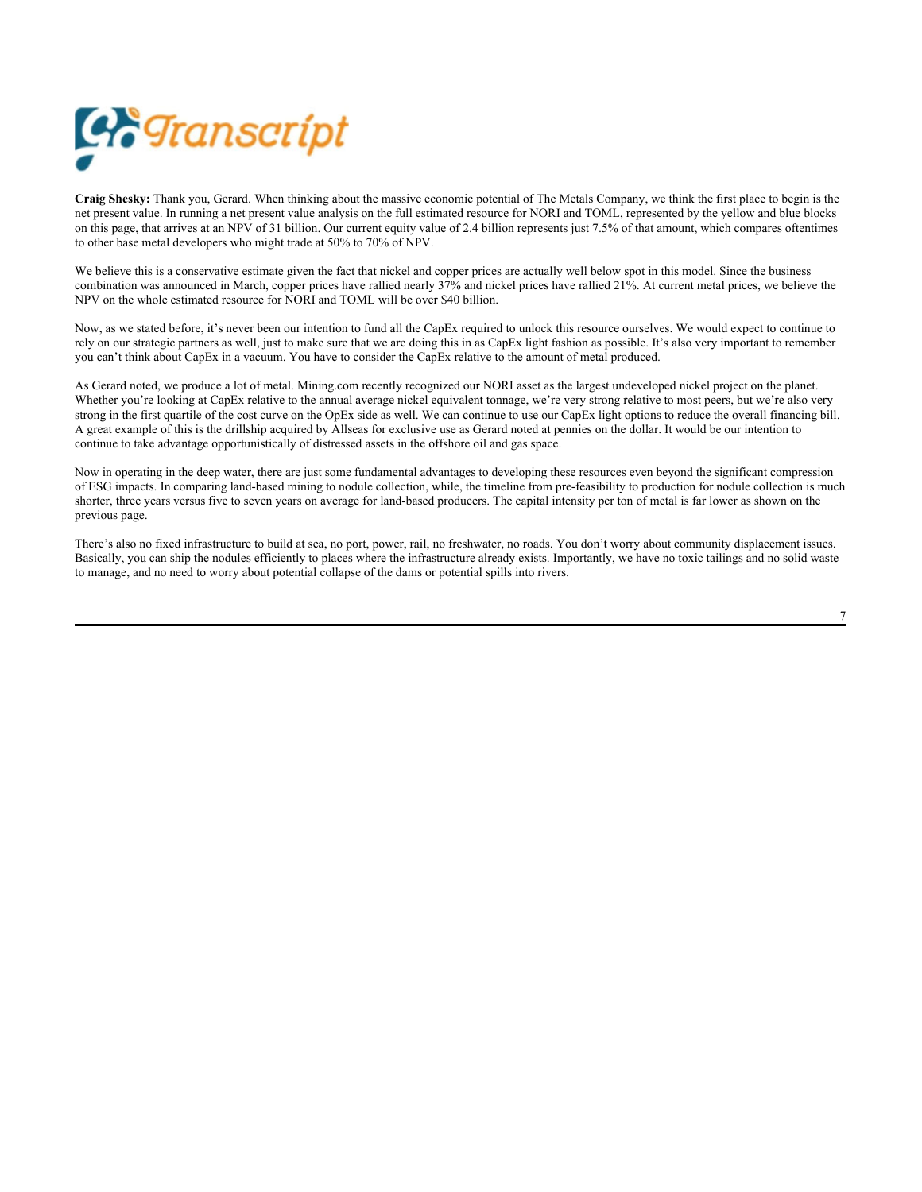**Craig Shesky:** Thank you, Gerard. When thinking about the massive economic potential of The Metals Company, we think the first place to begin is the net present value. In running a net present value analysis on the full estimated resource for NORI and TOML, represented by the yellow and blue blocks on this page, that arrives at an NPV of 31 billion. Our current equity value of 2.4 billion represents just 7.5% of that amount, which compares oftentimes to other base metal developers who might trade at 50% to 70% of NPV.

We believe this is a conservative estimate given the fact that nickel and copper prices are actually well below spot in this model. Since the business combination was announced in March, copper prices have rallied nearly 37% and nickel prices have rallied 21%. At current metal prices, we believe the NPV on the whole estimated resource for NORI and TOML will be over $40 billion.

Now, as we stated before, it's never been our intention to fund all the CapEx required to unlock this resource ourselves. We would expect to continue to rely on our strategic partners as well, just to make sure that we are doing this in as CapEx light fashion as possible. It's also very important to remember you can't think about CapEx in a vacuum. You have to consider the CapEx relative to the amount of metal produced.

As Gerard noted, we produce a lot of metal. Mining.com recently recognized our NORI asset as the largest undeveloped nickel project on the planet. Whether you're looking at CapEx relative to the annual average nickel equivalent tonnage, we're very strong relative to most peers, but we're also very strong in the first quartile of the cost curve on the OpEx side as well. We can continue to use our CapEx light options to reduce the overall financing bill. A great example of this is the drillship acquired by Allseas for exclusive use as Gerard noted at pennies on the dollar. It would be our intention to continue to take advantage opportunistically of distressed assets in the offshore oil and gas space.

Now in operating in the deep water, there are just some fundamental advantages to developing these resources even beyond the significant compression of ESG impacts. In comparing land-based mining to nodule collection, while, the timeline from pre-feasibility to production for nodule collection is much shorter, three years versus five to seven years on average for land-based producers. The capital intensity per ton of metal is far lower as shown on the previous page.

There's also no fixed infrastructure to build at sea, no port, power, rail, no freshwater, no roads. You don't worry about community displacement issues. Basically, you can ship the nodules efficiently to places where the infrastructure already exists. Importantly, we have no toxic tailings and no solid waste to manage, and no need to worry about potential collapse of the dams or potential spills into rivers.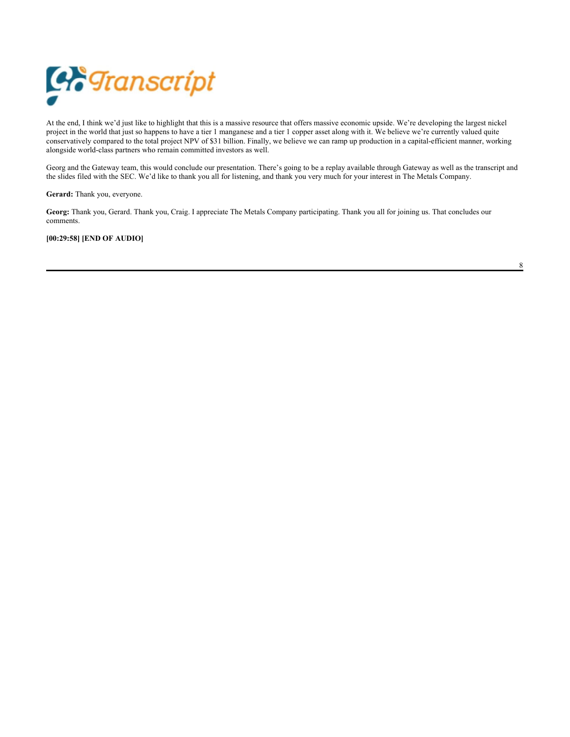At the end, I think we'd just like to highlight that this is a massive resource that offers massive economic upside. We're developing the largest nickel project in the world that just so happens to have a tier 1 manganese and a tier 1 copper asset along with it. We believe we're currently valued quite conservatively compared to the total project NPV of $31 billion. Finally, we believe we can ramp up production in a capital-efficient manner, working alongside world-class partners who remain committed investors as well.

Georg and the Gateway team, this would conclude our presentation. There's going to be a replay available through Gateway as well as the transcript and the slides filed with the SEC. We'd like to thank you all for listening, and thank you very much for your interest in The Metals Company.

**Gerard:** Thank you, everyone.

**Georg:** Thank you, Gerard. Thank you, Craig. I appreciate The Metals Company participating. Thank you all for joining us. That concludes our comments.

**[00:29:58] [END OF AUDIO]**